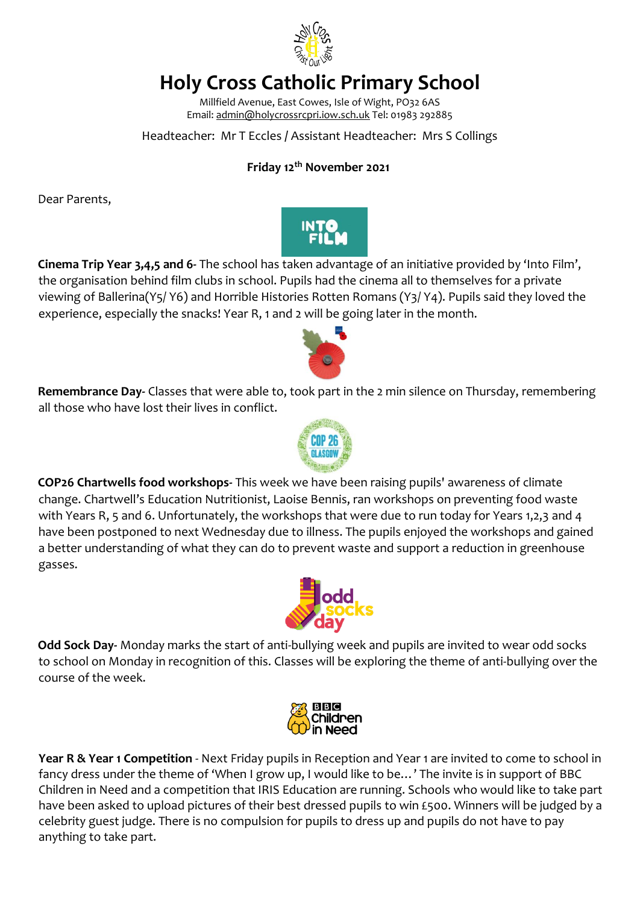# Holy Cross Catholic Primary School

Millfield Avenue, East Cowes, Isle of Wight, PO32 6AS
Email: admin@holycrossrcpri.iow.sch.uk Tel: 01983 292885

Headteacher: Mr T Eccles / Assistant Headteacher: Mrs S Collings

**Friday 12th November 2021**

Dear Parents,

**Cinema Trip Year 3,4,5 and 6-** The school has taken advantage of an initiative provided by 'Into Film', the organisation behind film clubs in school. Pupils had the cinema all to themselves for a private viewing of Ballerina(Y5/ Y6) and Horrible Histories Rotten Romans (Y3/ Y4). Pupils said they loved the experience, especially the snacks! Year R, 1 and 2 will be going later in the month.

**Remembrance Day-** Classes that were able to, took part in the 2 min silence on Thursday, remembering all those who have lost their lives in conflict.

**COP26 Chartwells food workshops-** This week we have been raising pupils' awareness of climate change. Chartwell's Education Nutritionist, Laoise Bennis, ran workshops on preventing food waste with Years R, 5 and 6. Unfortunately, the workshops that were due to run today for Years 1,2,3 and 4 have been postponed to next Wednesday due to illness. The pupils enjoyed the workshops and gained a better understanding of what they can do to prevent waste and support a reduction in greenhouse gasses.

**Odd Sock Day-** Monday marks the start of anti-bullying week and pupils are invited to wear odd socks to school on Monday in recognition of this. Classes will be exploring the theme of anti-bullying over the course of the week.

**Year R & Year 1 Competition** - Next Friday pupils in Reception and Year 1 are invited to come to school in fancy dress under the theme of 'When I grow up, I would like to be…' The invite is in support of BBC Children in Need and a competition that IRIS Education are running. Schools who would like to take part have been asked to upload pictures of their best dressed pupils to win £500. Winners will be judged by a celebrity guest judge. There is no compulsion for pupils to dress up and pupils do not have to pay anything to take part.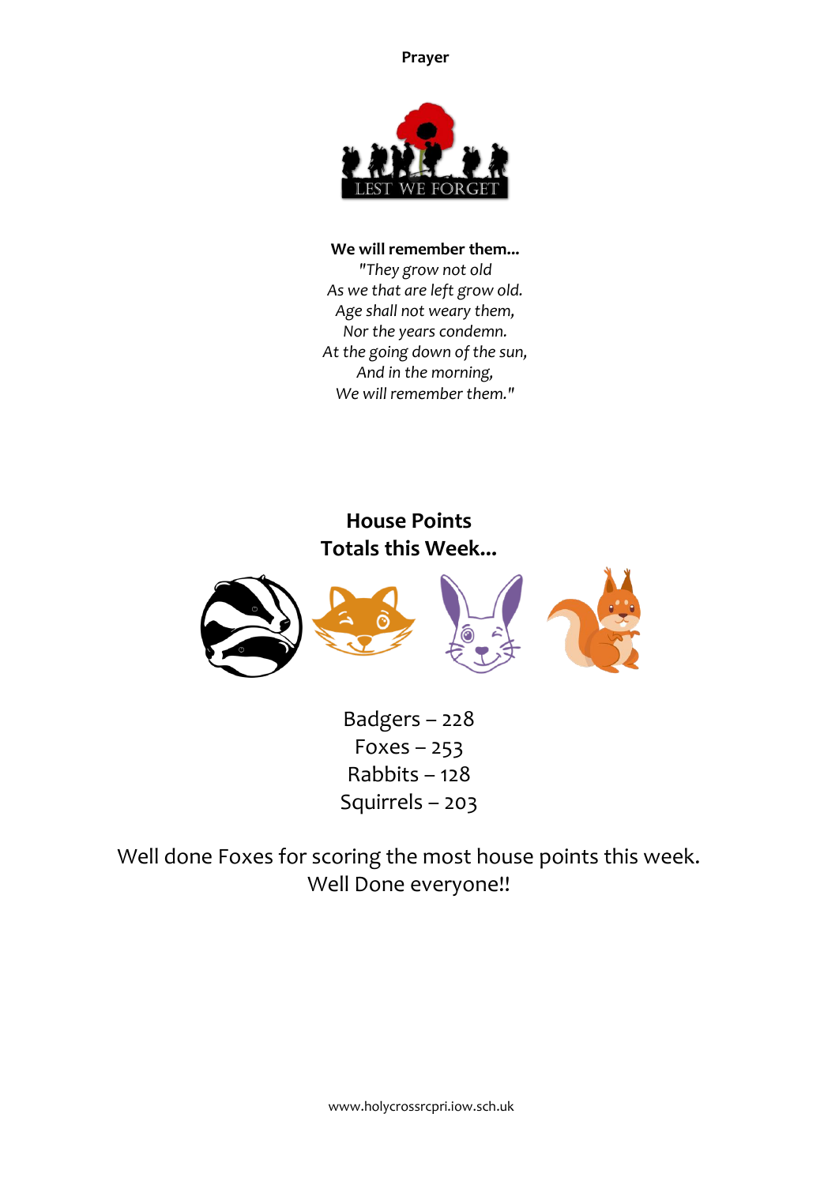**Prayer**

LEST WE FORGET

**We will remember them...**

*"They grow not old*
*As we that are left grow old.*
*Age shall not weary them,*
*Nor the years condemn.*
*At the going down of the sun,*
*And in the morning,*
*We will remember them."*

## House Points
## Totals this Week...

Badgers – 228
Foxes – 253
Rabbits – 128
Squirrels – 203

Well done Foxes for scoring the most house points this week.
Well Done everyone!!

www.holycrossrcpri.iow.sch.uk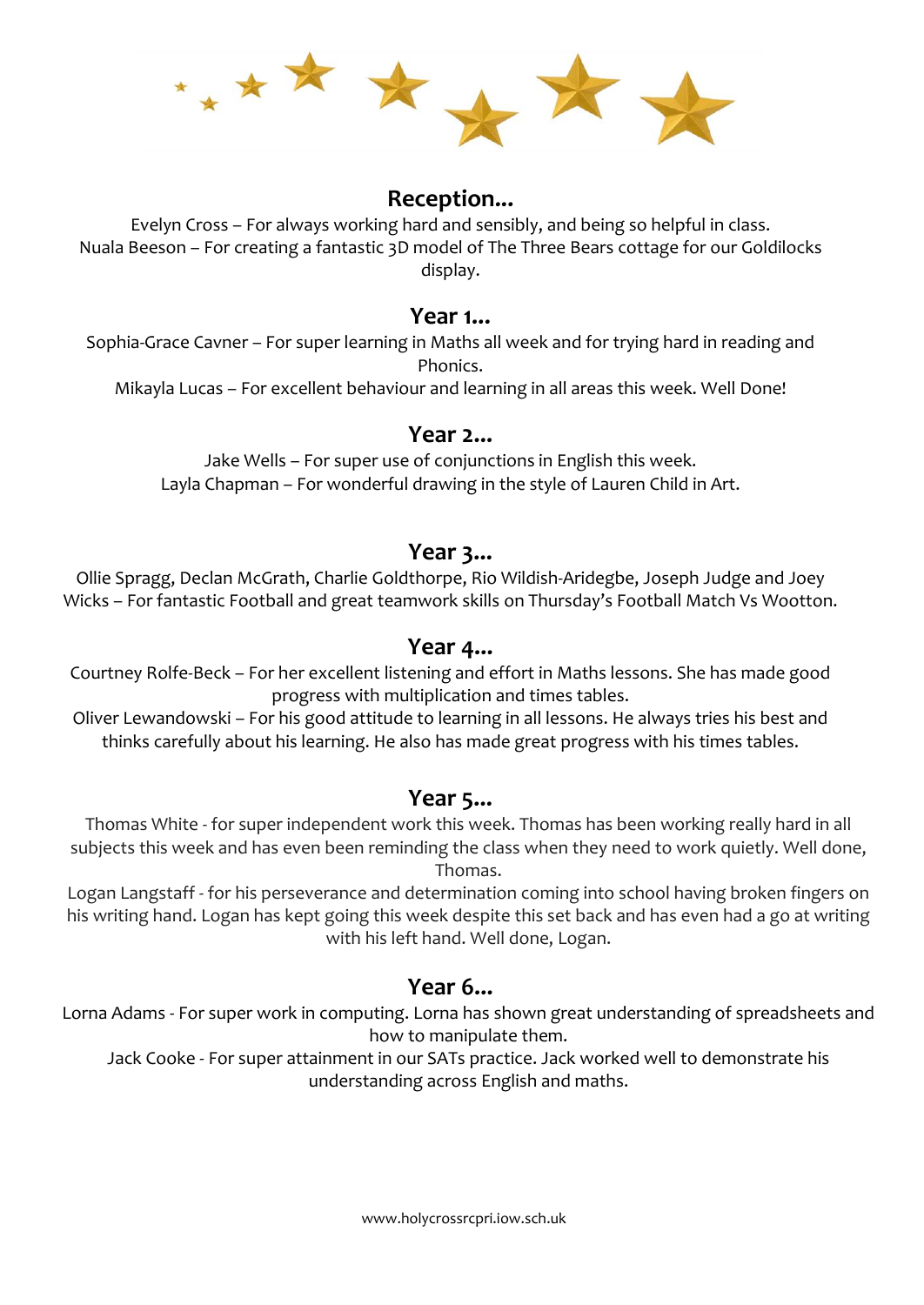## Reception...

Evelyn Cross – For always working hard and sensibly, and being so helpful in class.
Nuala Beeson – For creating a fantastic 3D model of The Three Bears cottage for our Goldilocks display.

## Year 1...

Sophia-Grace Cavner – For super learning in Maths all week and for trying hard in reading and Phonics.
Mikayla Lucas – For excellent behaviour and learning in all areas this week. Well Done!

## Year 2...

Jake Wells – For super use of conjunctions in English this week.
Layla Chapman – For wonderful drawing in the style of Lauren Child in Art.

## Year 3...

Ollie Spragg, Declan McGrath, Charlie Goldthorpe, Rio Wildish-Aridegbe, Joseph Judge and Joey Wicks – For fantastic Football and great teamwork skills on Thursday's Football Match Vs Wootton.

## Year 4...

Courtney Rolfe-Beck – For her excellent listening and effort in Maths lessons. She has made good progress with multiplication and times tables.
Oliver Lewandowski – For his good attitude to learning in all lessons. He always tries his best and thinks carefully about his learning. He also has made great progress with his times tables.

## Year 5...

Thomas White - for super independent work this week. Thomas has been working really hard in all subjects this week and has even been reminding the class when they need to work quietly. Well done, Thomas.
Logan Langstaff - for his perseverance and determination coming into school having broken fingers on his writing hand. Logan has kept going this week despite this set back and has even had a go at writing with his left hand. Well done, Logan.

## Year 6...

Lorna Adams - For super work in computing. Lorna has shown great understanding of spreadsheets and how to manipulate them.
Jack Cooke - For super attainment in our SATs practice. Jack worked well to demonstrate his understanding across English and maths.

www.holycrossrcpri.iow.sch.uk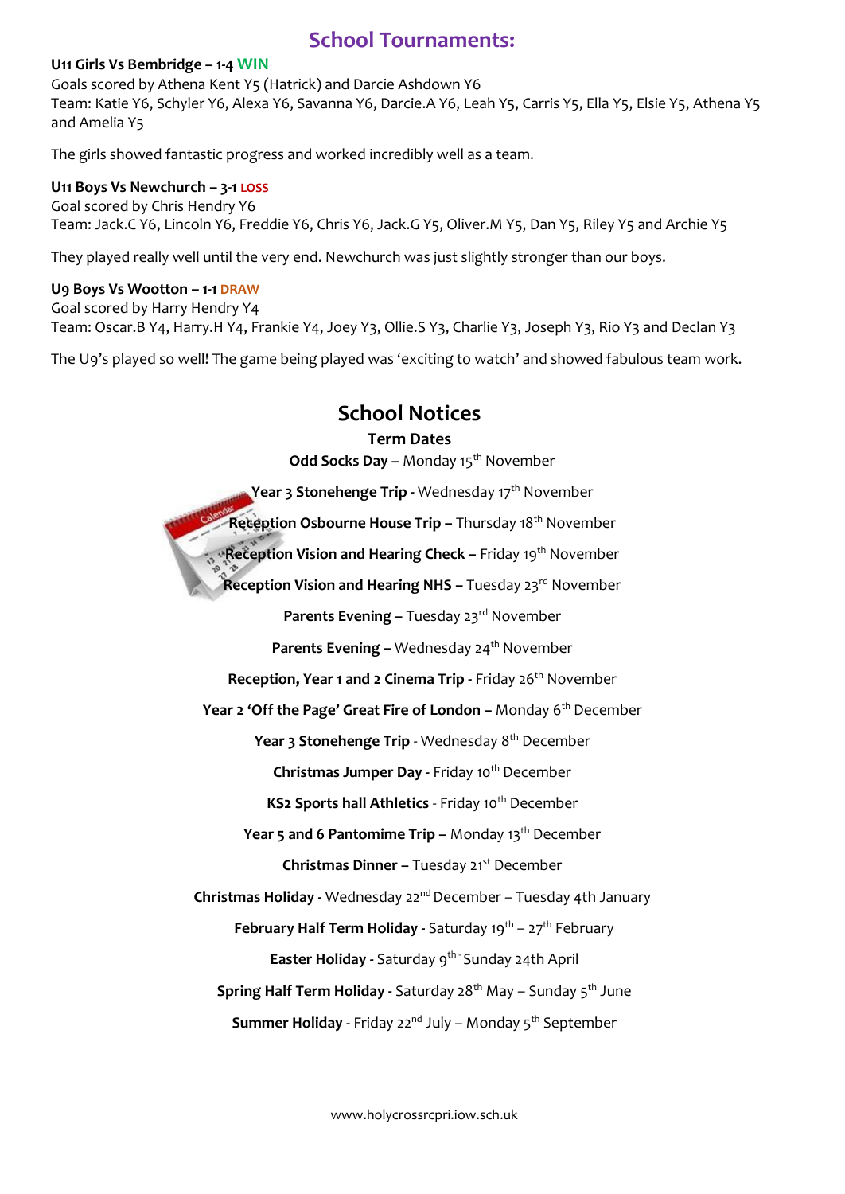# School Tournaments:

**U11 Girls Vs Bembridge – 1-4 WIN**
Goals scored by Athena Kent Y5 (Hatrick) and Darcie Ashdown Y6
Team: Katie Y6, Schyler Y6, Alexa Y6, Savanna Y6, Darcie.A Y6, Leah Y5, Carris Y5, Ella Y5, Elsie Y5, Athena Y5 and Amelia Y5

The girls showed fantastic progress and worked incredibly well as a team.

**U11 Boys Vs Newchurch – 3-1 LOSS**
Goal scored by Chris Hendry Y6
Team: Jack.C Y6, Lincoln Y6, Freddie Y6, Chris Y6, Jack.G Y5, Oliver.M Y5, Dan Y5, Riley Y5 and Archie Y5

They played really well until the very end. Newchurch was just slightly stronger than our boys.

**U9 Boys Vs Wootton – 1-1 DRAW**
Goal scored by Harry Hendry Y4
Team: Oscar.B Y4, Harry.H Y4, Frankie Y4, Joey Y3, Ollie.S Y3, Charlie Y3, Joseph Y3, Rio Y3 and Declan Y3

The U9's played so well! The game being played was 'exciting to watch' and showed fabulous team work.

# School Notices

## Term Dates

**Odd Socks Day –** Monday 15th November

**Year 3 Stonehenge Trip** - Wednesday 17th November

**Reception Osbourne House Trip –** Thursday 18th November

**Reception Vision and Hearing Check –** Friday 19th November

**Reception Vision and Hearing NHS –** Tuesday 23rd November

**Parents Evening –** Tuesday 23rd November

**Parents Evening –** Wednesday 24th November

**Reception, Year 1 and 2 Cinema Trip** - Friday 26th November

**Year 2 'Off the Page' Great Fire of London –** Monday 6th December

**Year 3 Stonehenge Trip** - Wednesday 8th December

**Christmas Jumper Day** - Friday 10th December

**KS2 Sports hall Athletics** - Friday 10th December

**Year 5 and 6 Pantomime Trip –** Monday 13th December

**Christmas Dinner –** Tuesday 21st December

**Christmas Holiday** - Wednesday 22nd December – Tuesday 4th January

**February Half Term Holiday** - Saturday 19th – 27th February

**Easter Holiday** - Saturday 9th - Sunday 24th April

**Spring Half Term Holiday** - Saturday 28th May – Sunday 5th June

**Summer Holiday** - Friday 22nd July – Monday 5th September

www.holycrossrcpri.iow.sch.uk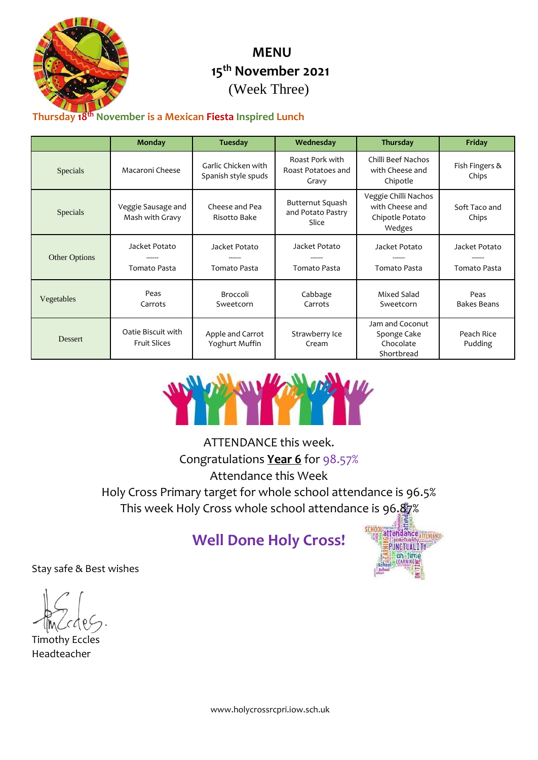# MENU

## 15th November 2021

(Week Three)

**Thursday 18th November is a Mexican Fiesta Inspired Lunch**

| | Monday | Tuesday | Wednesday | Thursday | Friday |
|---|---|---|---|---|---|
| Specials | Macaroni Cheese | Garlic Chicken with Spanish style spuds | Roast Pork with Roast Potatoes and Gravy | Chilli Beef Nachos with Cheese and Chipotle | Fish Fingers & Chips |
| Specials | Veggie Sausage and Mash with Gravy | Cheese and Pea Risotto Bake | Butternut Squash and Potato Pastry Slice | Veggie Chilli Nachos with Cheese and Chipotle Potato Wedges | Soft Taco and Chips |
| Other Options | Jacket Potato ------ Tomato Pasta | Jacket Potato ------ Tomato Pasta | Jacket Potato ------ Tomato Pasta | Jacket Potato ------ Tomato Pasta | Jacket Potato ------ Tomato Pasta |
| Vegetables | Peas Carrots | Broccoli Sweetcorn | Cabbage Carrots | Mixed Salad Sweetcorn | Peas Bakes Beans |
| Dessert | Oatie Biscuit with Fruit Slices | Apple and Carrot Yoghurt Muffin | Strawberry Ice Cream | Jam and Coconut Sponge Cake Chocolate Shortbread | Peach Rice Pudding |

ATTENDANCE this week.

Congratulations **Year 6** for 98.57%

Attendance this Week

Holy Cross Primary target for whole school attendance is 96.5%

This week Holy Cross whole school attendance is 96.87%

**Well Done Holy Cross!**

Stay safe & Best wishes

Timothy Eccles
Headteacher

www.holycrossrcpri.iow.sch.uk